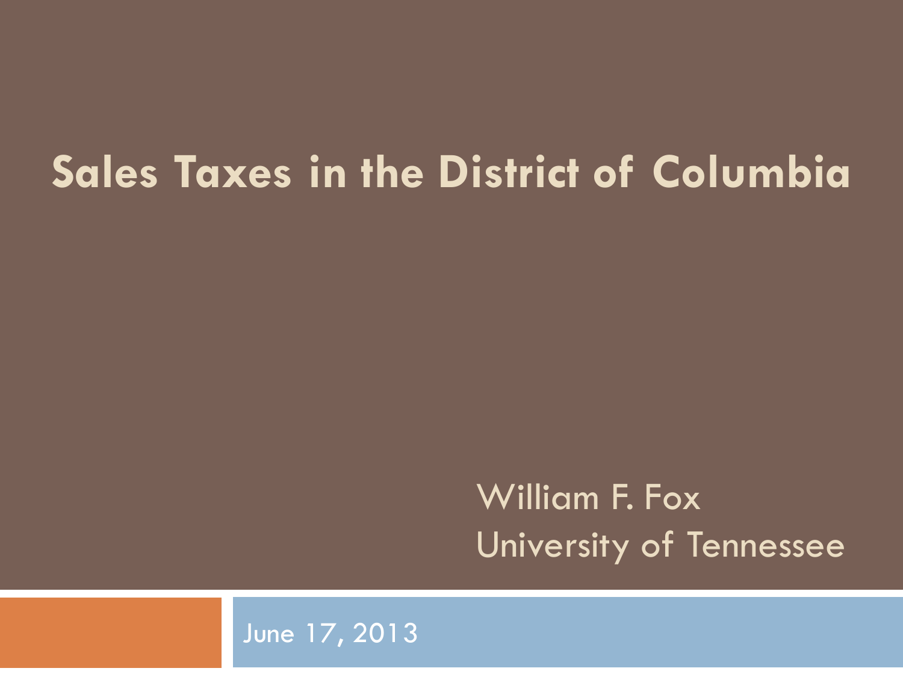# Sales Taxes in the District of Columbia

William F. Fox
University of Tennessee

June 17, 2013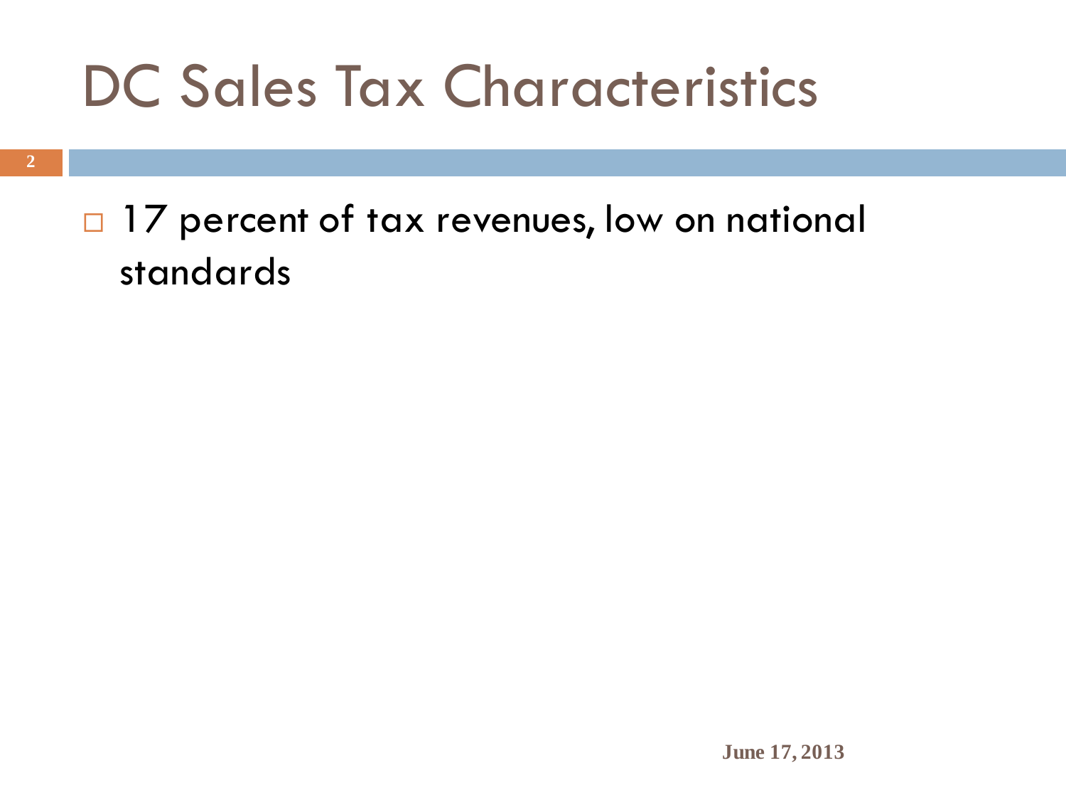# DC Sales Tax Characteristics

- 17 percent of tax revenues, low on national standards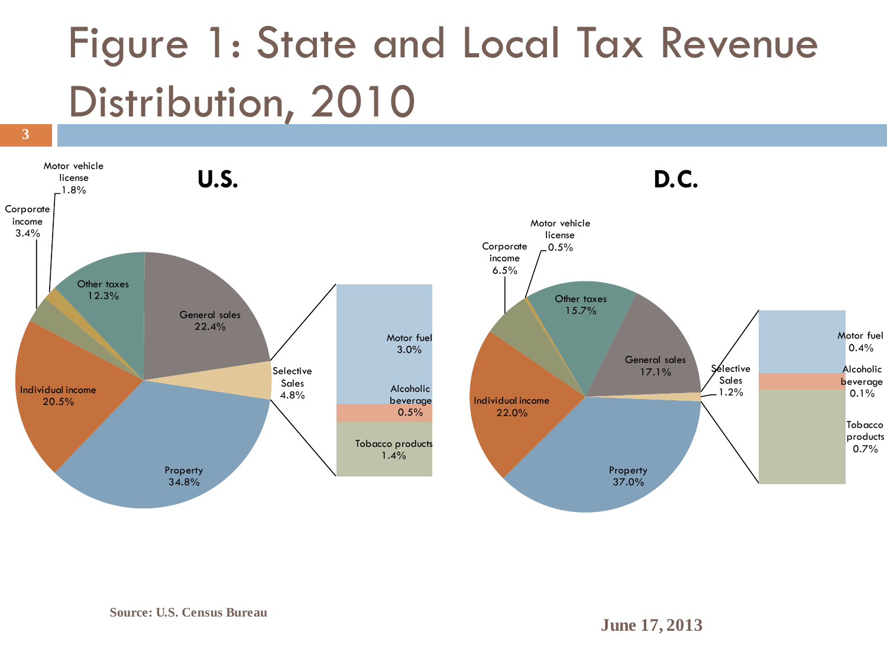# Figure 1: State and Local Tax Revenue Distribution, 2010

**U.S.**

| Category | Share |
| --- | --- |
| Property | 34.8% |
| General sales | 22.4% |
| Individual income | 20.5% |
| Other taxes | 12.3% |
| Selective Sales | 4.8% |
| — Motor fuel | 3.0% |
| — Alcoholic beverage | 0.5% |
| — Tobacco products | 1.4% |
| Corporate income | 3.4% |
| Motor vehicle license | 1.8% |

**D.C.**

| Category | Share |
| --- | --- |
| Property | 37.0% |
| Individual income | 22.0% |
| General sales | 17.1% |
| Other taxes | 15.7% |
| Corporate income | 6.5% |
| Selective Sales | 1.2% |
| — Motor fuel | 0.4% |
| — Alcoholic beverage | 0.1% |
| — Tobacco products | 0.7% |
| Motor vehicle license | 0.5% |

Source: U.S. Census Bureau

June 17, 2013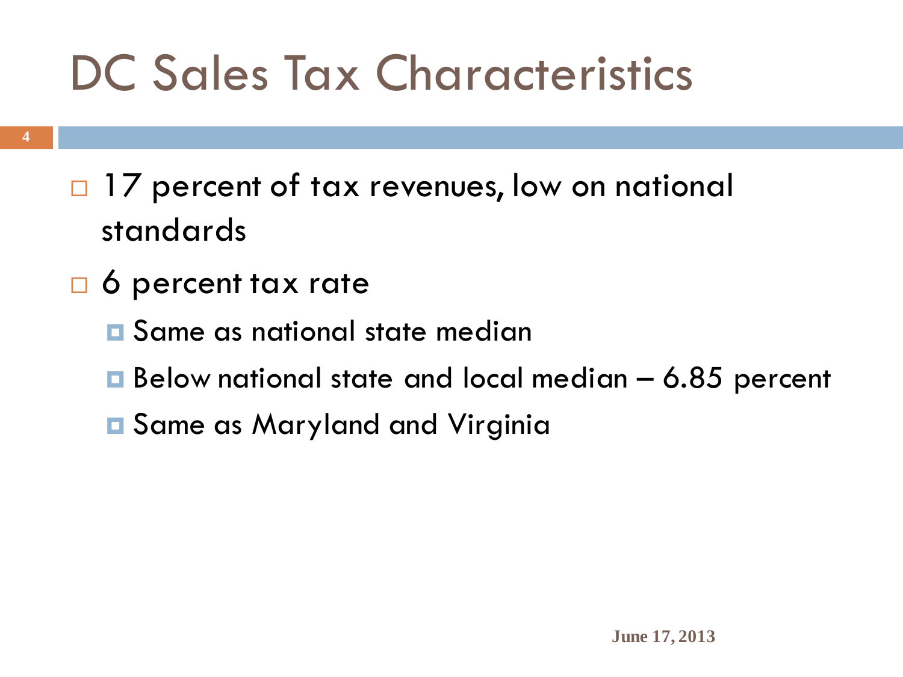# DC Sales Tax Characteristics

- 17 percent of tax revenues, low on national standards
- 6 percent tax rate
  - Same as national state median
  - Below national state and local median – 6.85 percent
  - Same as Maryland and Virginia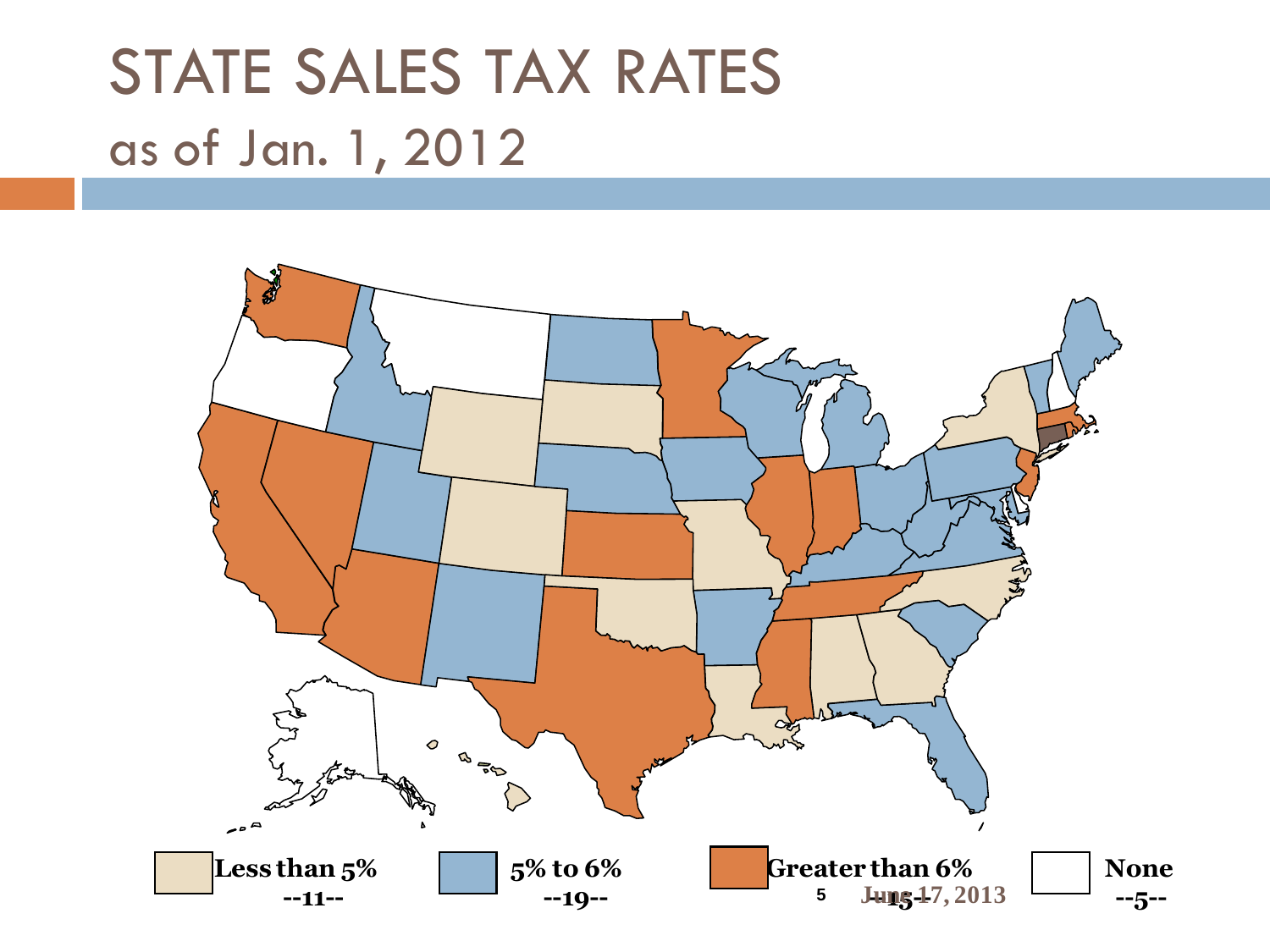# STATE SALES TAX RATES

## as of Jan. 1, 2012

**Less than 5%** --11--

**5% to 6%** --19--

**Greater than 6%** --15--

**None** --5--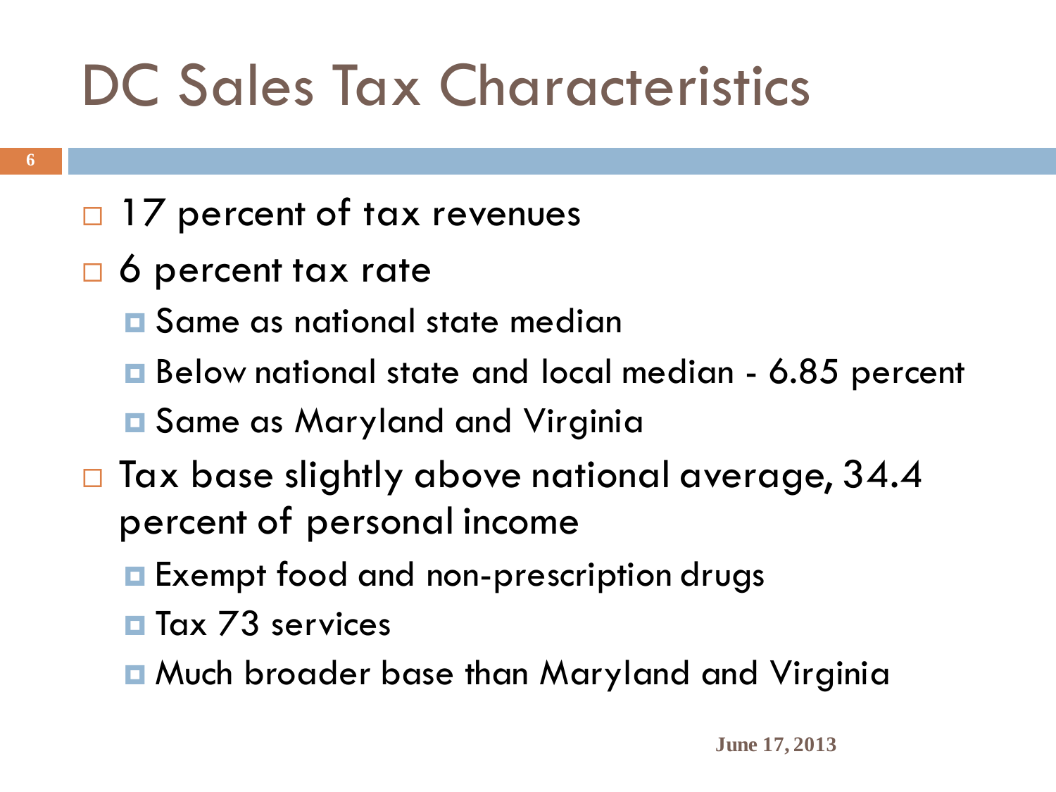# DC Sales Tax Characteristics

- 17 percent of tax revenues
- 6 percent tax rate
  - Same as national state median
  - Below national state and local median - 6.85 percent
  - Same as Maryland and Virginia
- Tax base slightly above national average, 34.4 percent of personal income
  - Exempt food and non-prescription drugs
  - Tax 73 services
  - Much broader base than Maryland and Virginia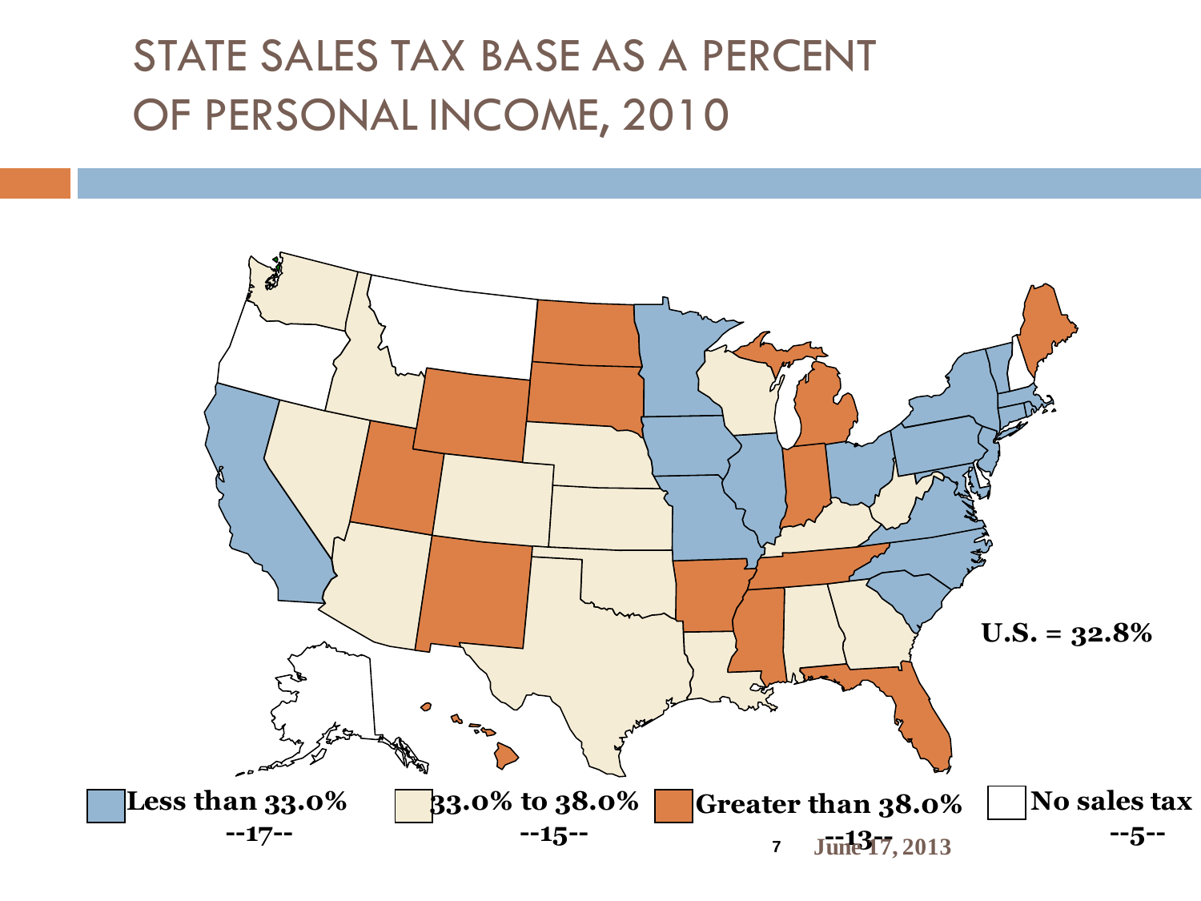# STATE SALES TAX BASE AS A PERCENT OF PERSONAL INCOME, 2010

**U.S. = 32.8%**

| Less than 33.0% | 33.0% to 38.0% | Greater than 38.0% | No sales tax |
| --- | --- | --- | --- |
| --17-- | --15-- | --13-- | --5-- |

June 17, 2013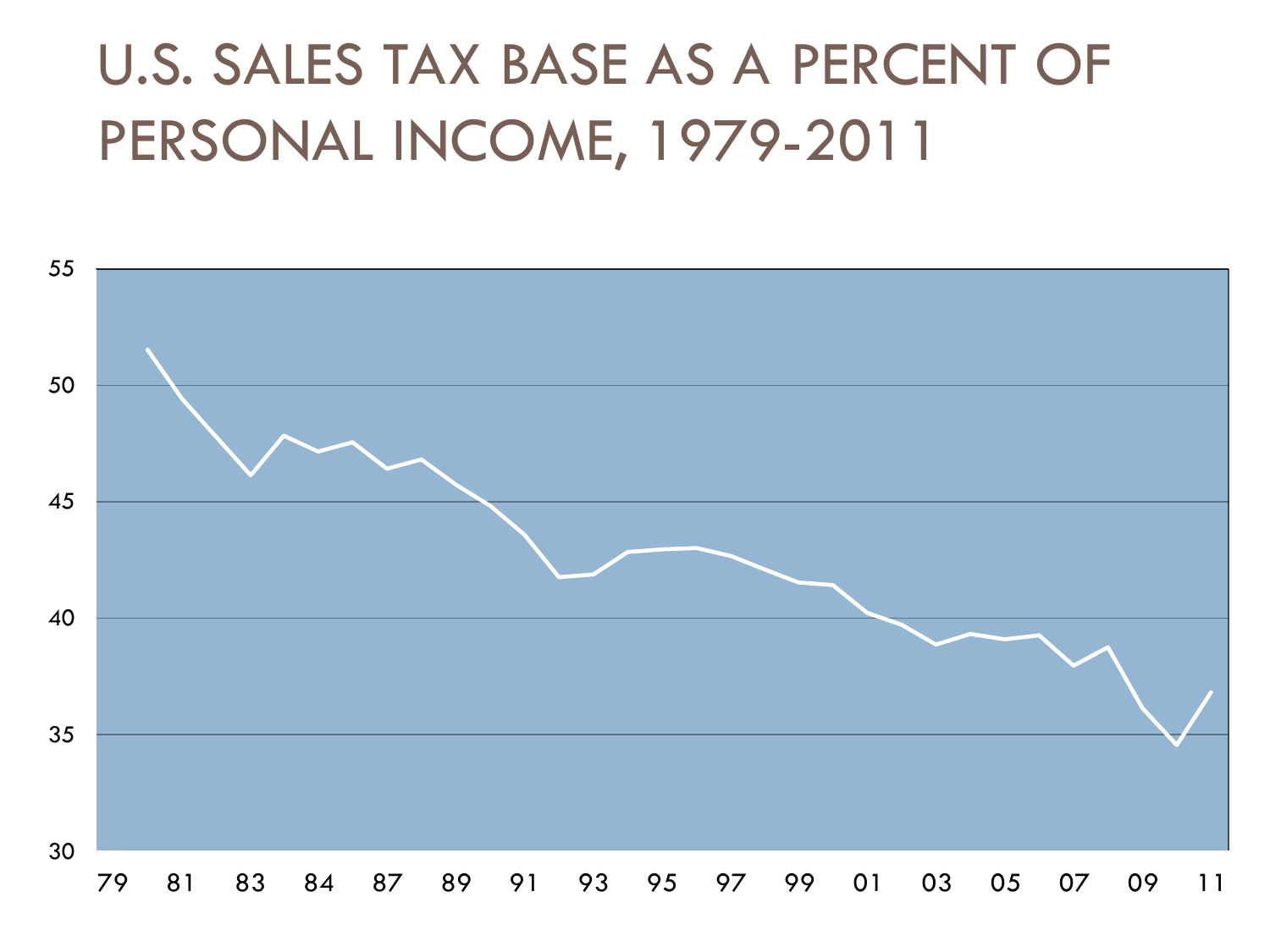# U.S. SALES TAX BASE AS A PERCENT OF PERSONAL INCOME, 1979-2011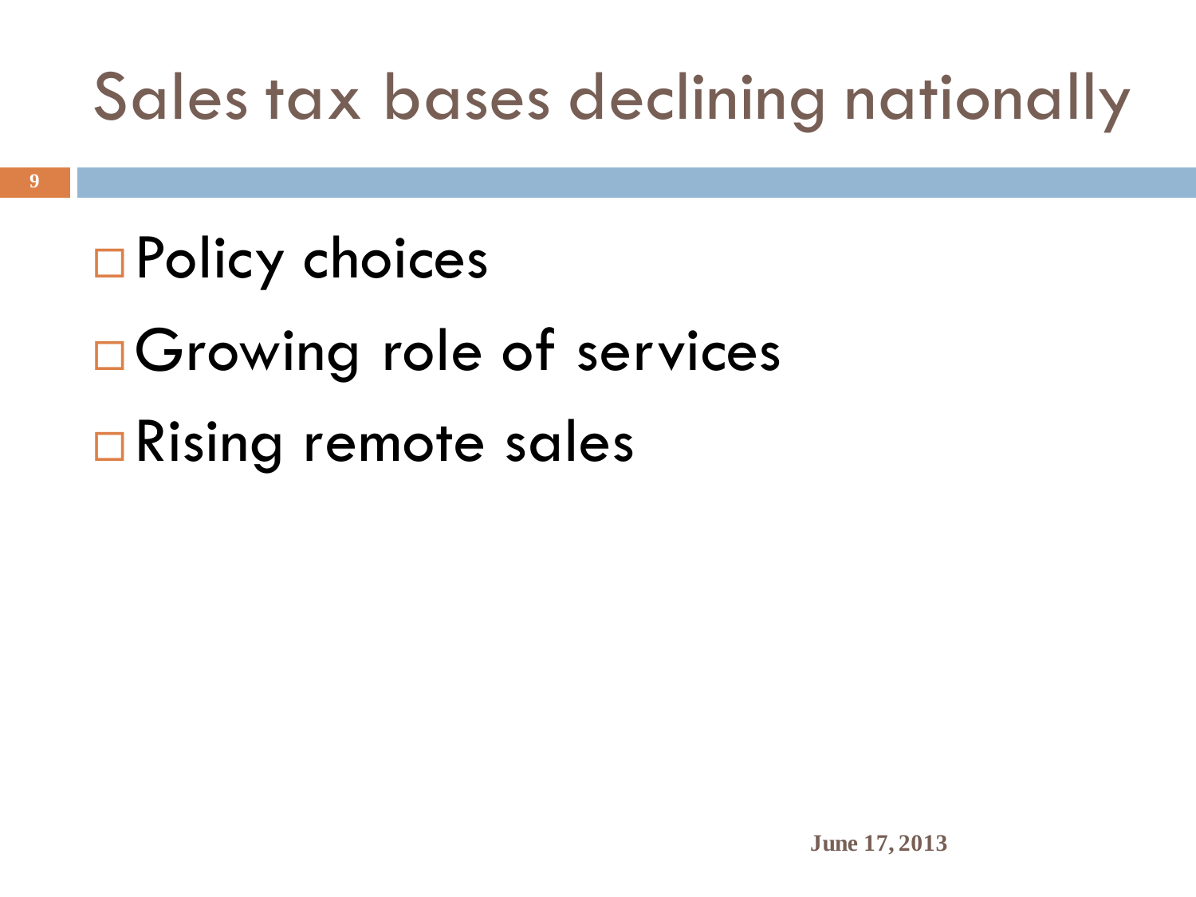# Sales tax bases declining nationally

- Policy choices
- Growing role of services
- Rising remote sales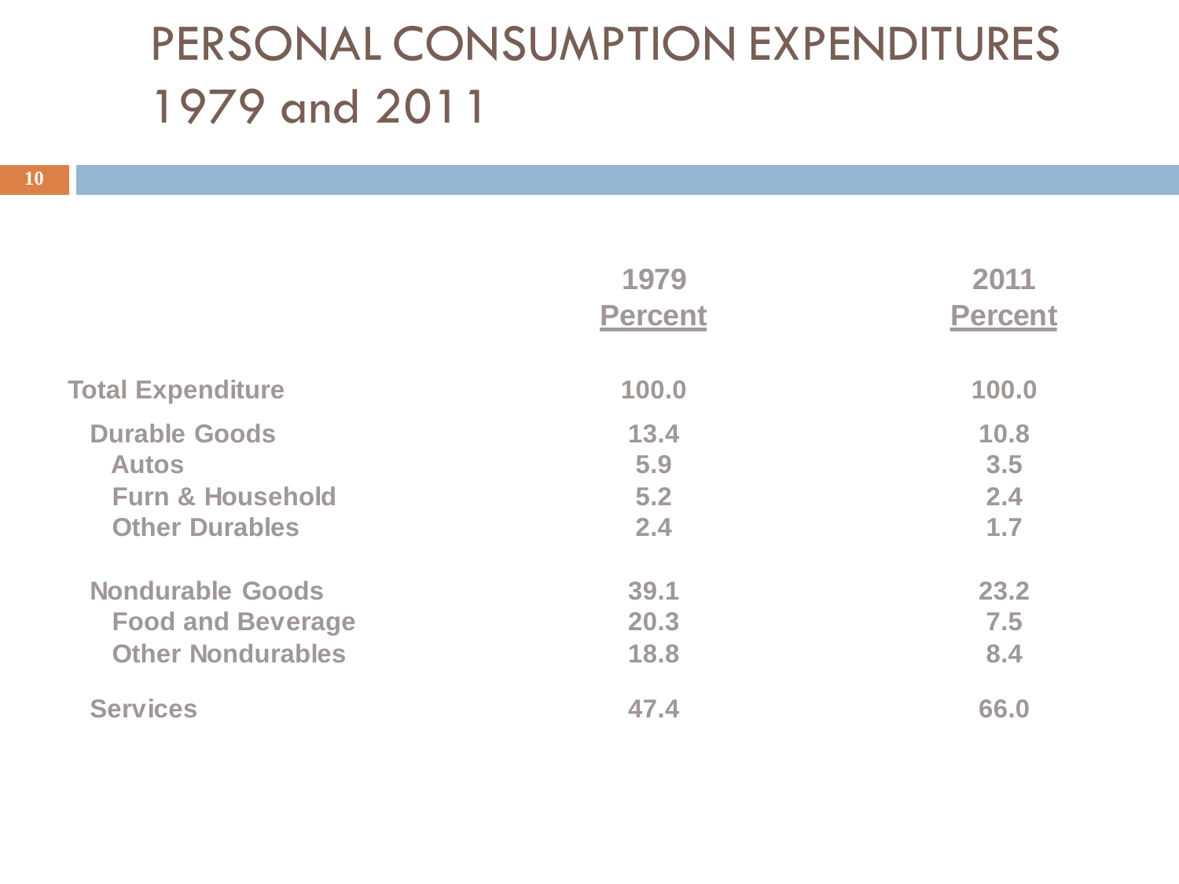# PERSONAL CONSUMPTION EXPENDITURES 1979 and 2011

| | 1979 Percent | 2011 Percent |
|---|---|---|
| **Total Expenditure** | 100.0 | 100.0 |
| Durable Goods | 13.4 | 10.8 |
| Autos | 5.9 | 3.5 |
| Furn & Household | 5.2 | 2.4 |
| Other Durables | 2.4 | 1.7 |
| Nondurable Goods | 39.1 | 23.2 |
| Food and Beverage | 20.3 | 7.5 |
| Other Nondurables | 18.8 | 8.4 |
| Services | 47.4 | 66.0 |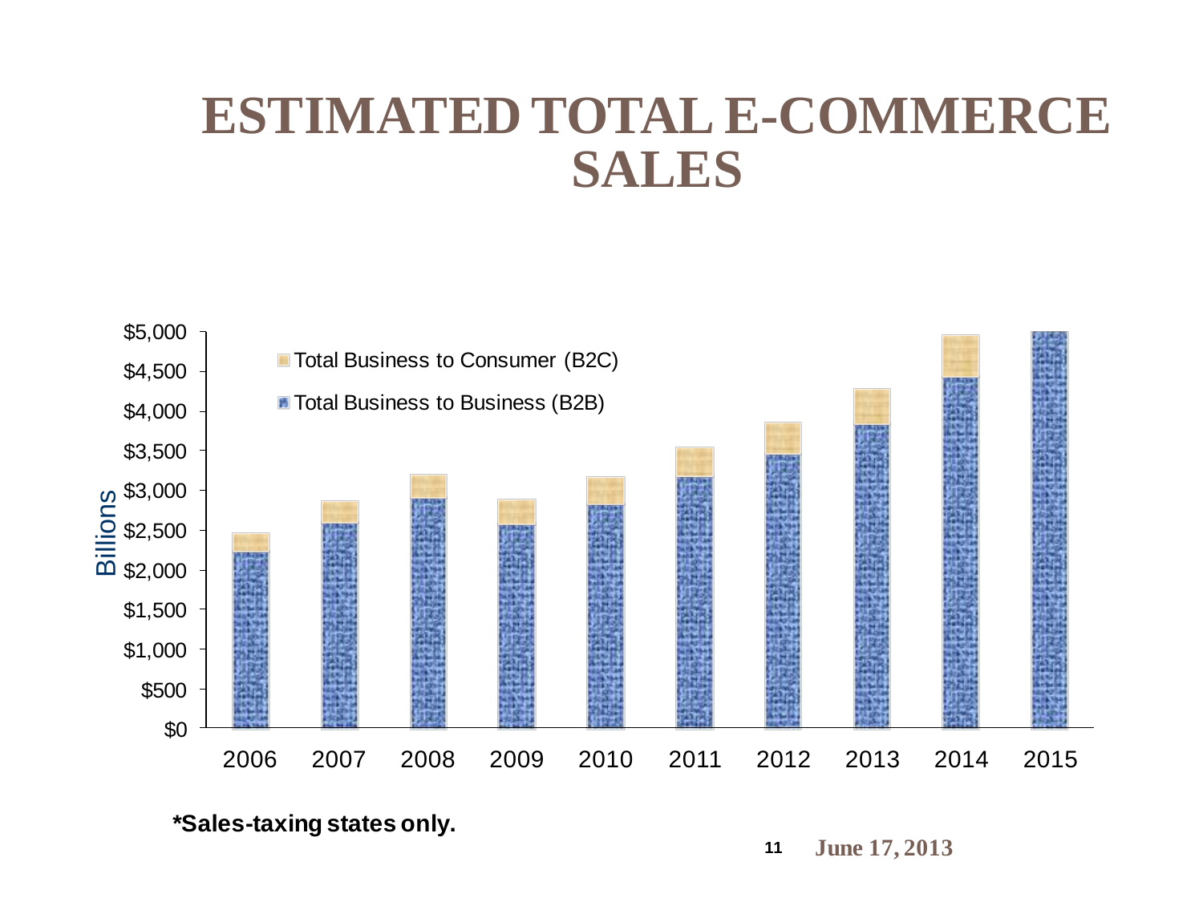# ESTIMATED TOTAL E-COMMERCE SALES

Billions

| | $0 – $5,000 |
|---|---|
| Legend | Total Business to Consumer (B2C); Total Business to Business (B2B) |
| Years | 2006, 2007, 2008, 2009, 2010, 2011, 2012, 2013, 2014, 2015 |

**\*Sales-taxing states only.**

June 17, 2013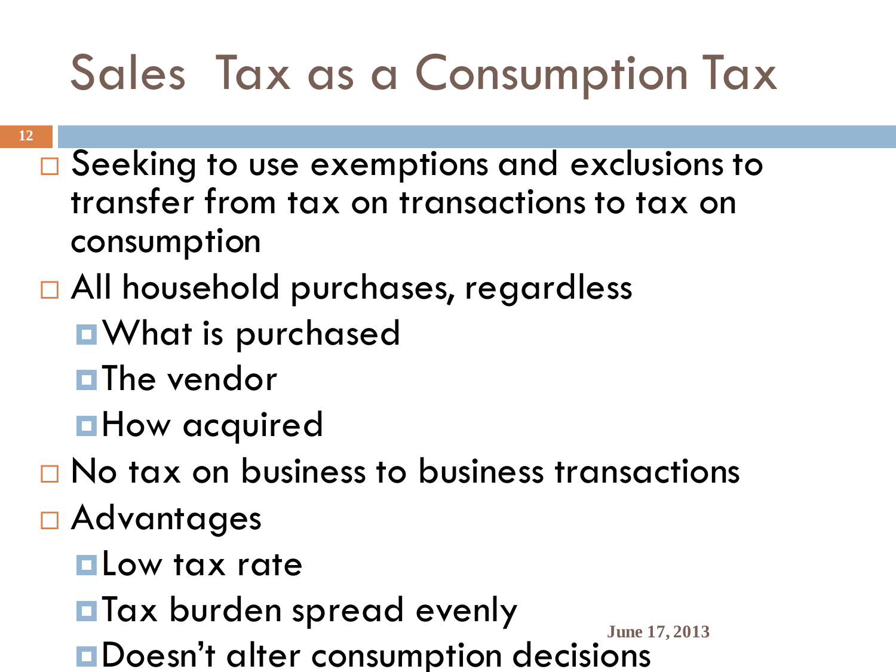# Sales Tax as a Consumption Tax

- Seeking to use exemptions and exclusions to transfer from tax on transactions to tax on consumption
- All household purchases, regardless
  - What is purchased
  - The vendor
  - How acquired
- No tax on business to business transactions
- Advantages
  - Low tax rate
  - Tax burden spread evenly
  - Doesn't alter consumption decisions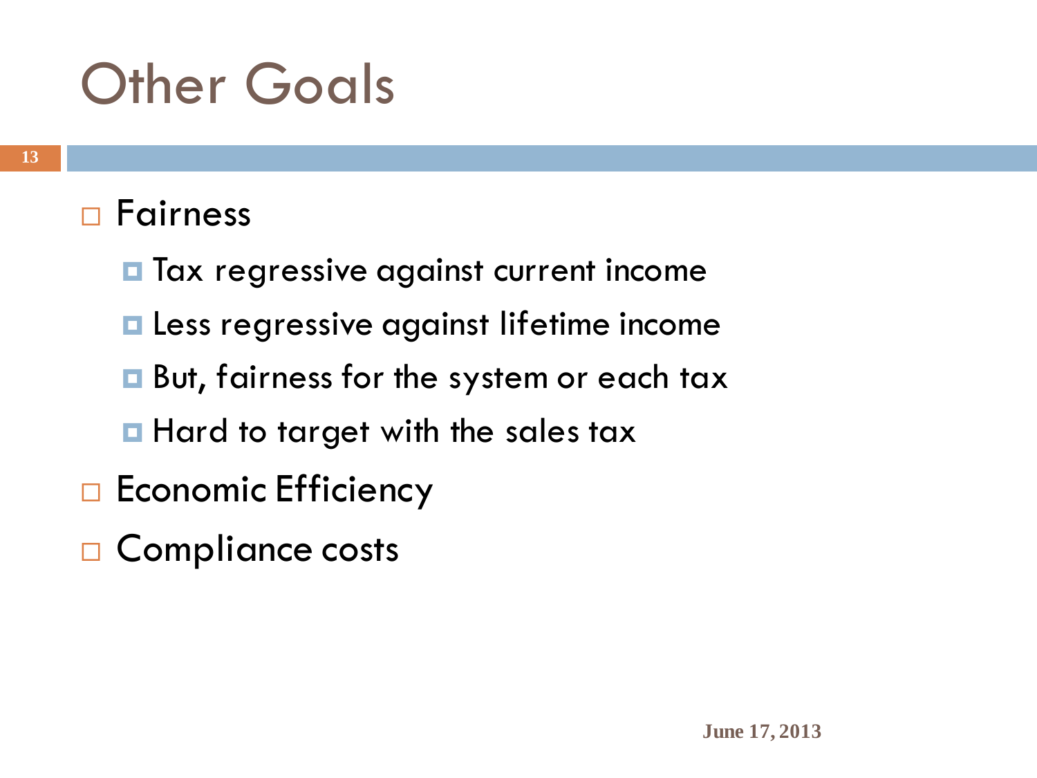# Other Goals

- Fairness
  - Tax regressive against current income
  - Less regressive against lifetime income
  - But, fairness for the system or each tax
  - Hard to target with the sales tax
- Economic Efficiency
- Compliance costs

June 17, 2013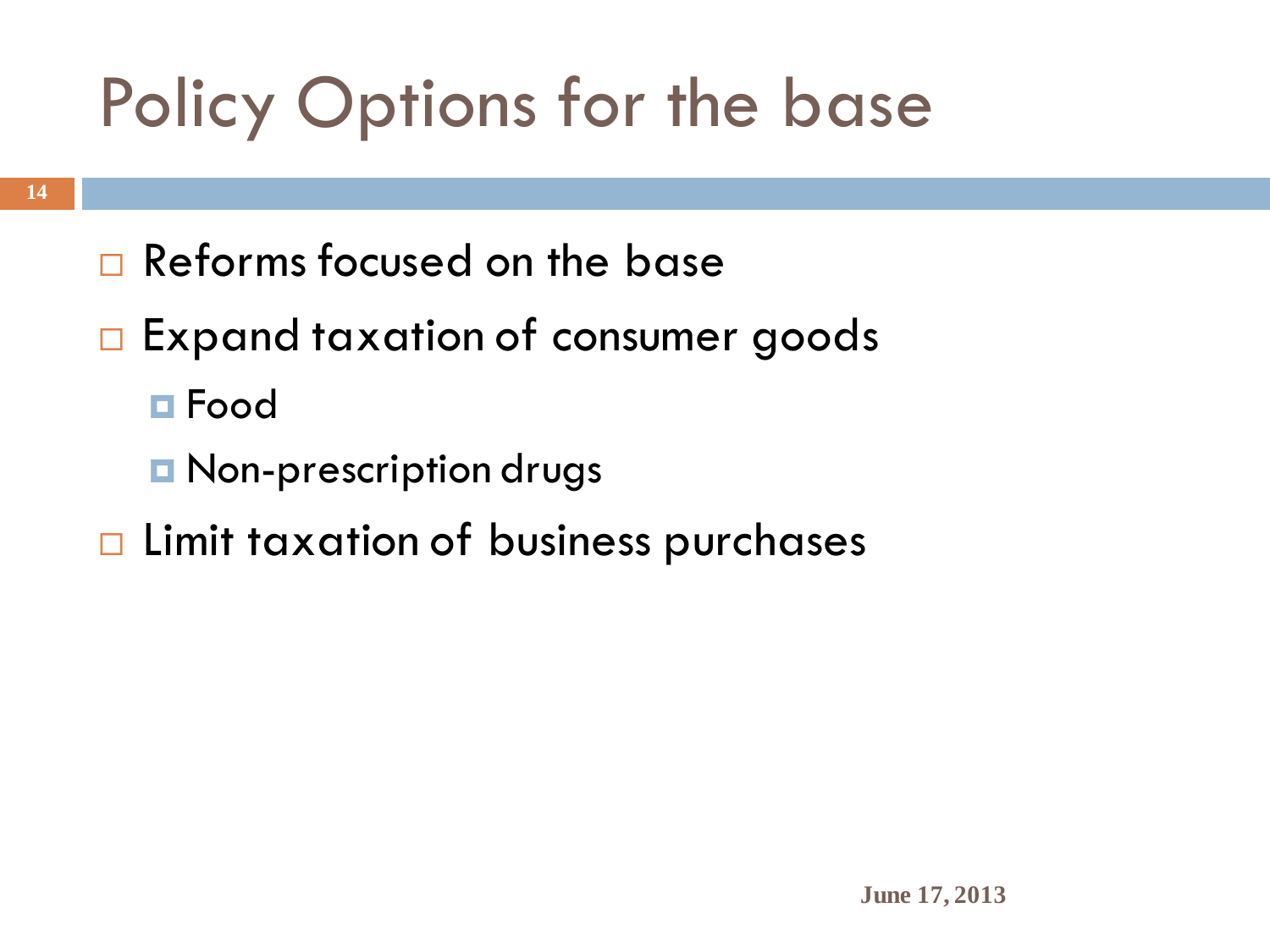# Policy Options for the base

- Reforms focused on the base
- Expand taxation of consumer goods
  - Food
  - Non-prescription drugs
- Limit taxation of business purchases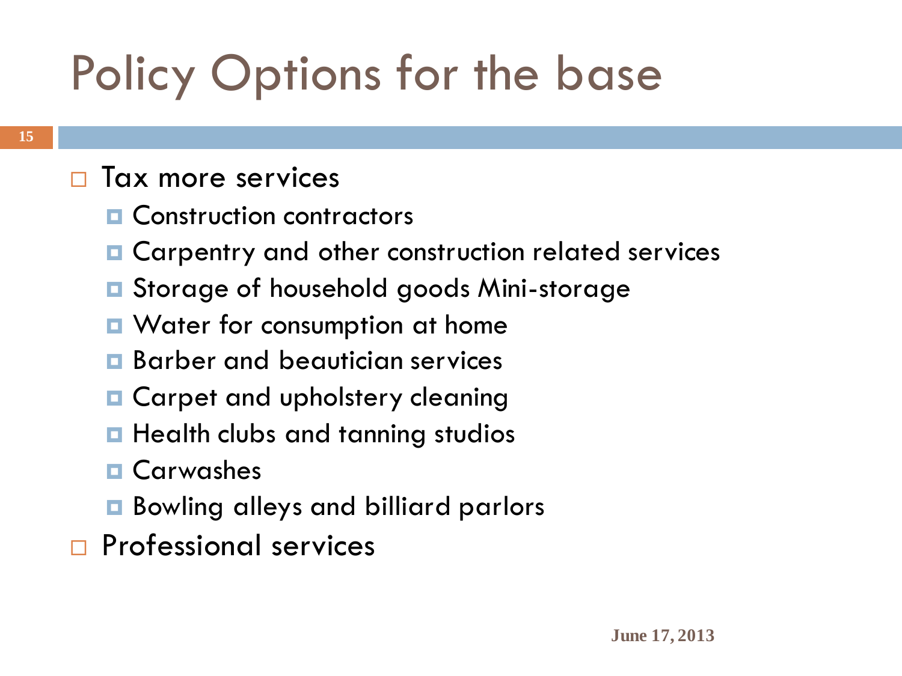# Policy Options for the base

- Tax more services
  - Construction contractors
  - Carpentry and other construction related services
  - Storage of household goods Mini-storage
  - Water for consumption at home
  - Barber and beautician services
  - Carpet and upholstery cleaning
  - Health clubs and tanning studios
  - Carwashes
  - Bowling alleys and billiard parlors
- Professional services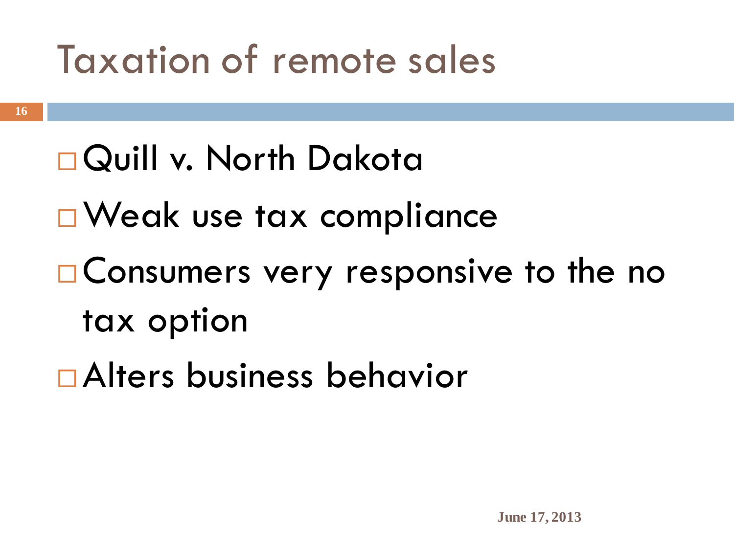# Taxation of remote sales

- Quill v. North Dakota
- Weak use tax compliance
- Consumers very responsive to the no tax option
- Alters business behavior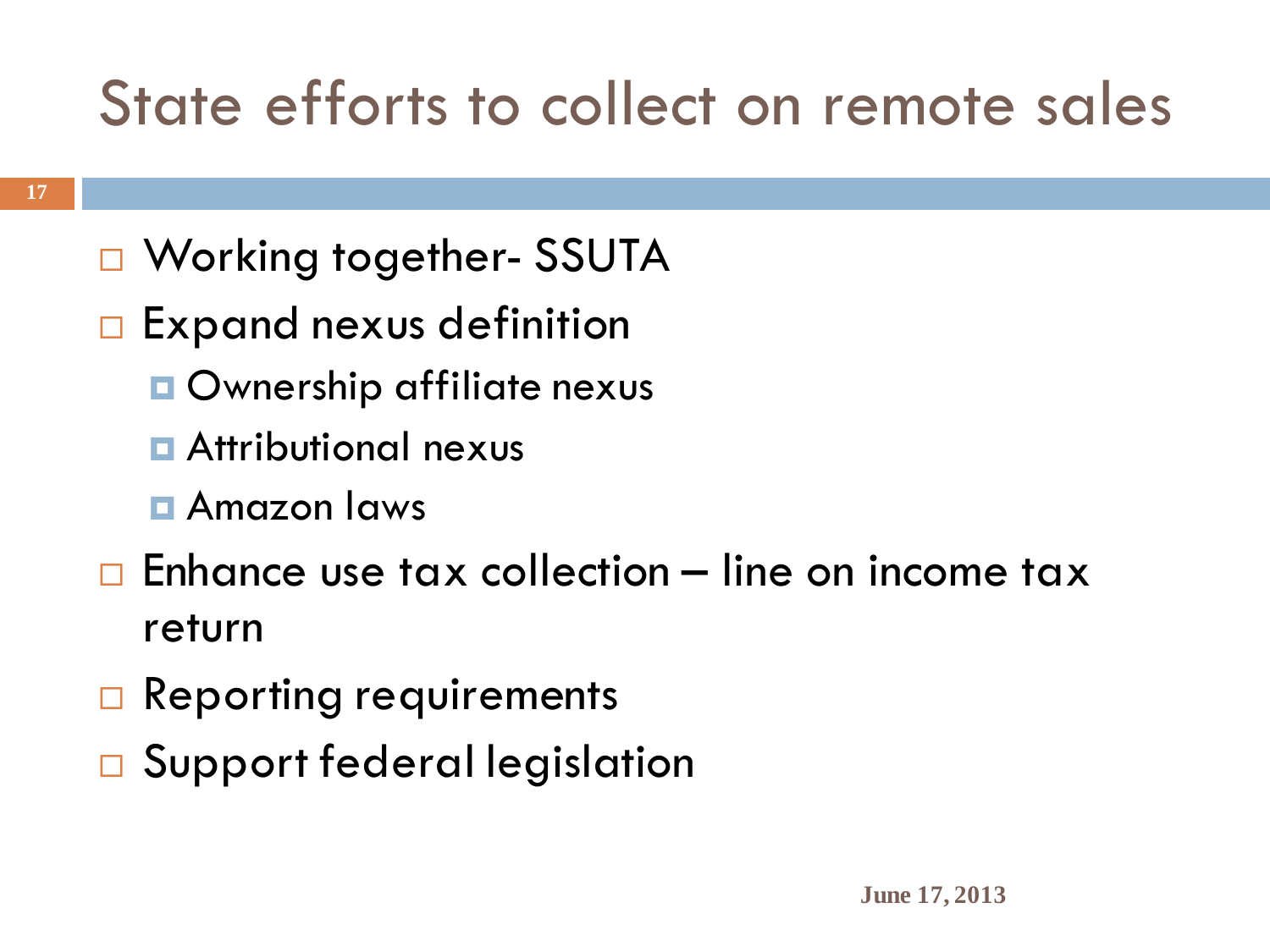# State efforts to collect on remote sales

- Working together- SSUTA
- Expand nexus definition
  - Ownership affiliate nexus
  - Attributional nexus
  - Amazon laws
- Enhance use tax collection – line on income tax return
- Reporting requirements
- Support federal legislation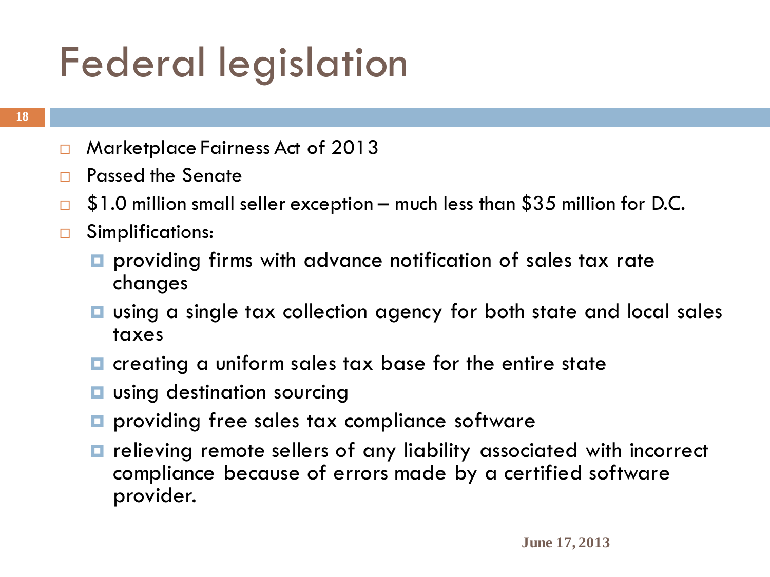# Federal legislation

- Marketplace Fairness Act of 2013
- Passed the Senate
- $1.0 million small seller exception – much less than $35 million for D.C.
- Simplifications:
  - providing firms with advance notification of sales tax rate changes
  - using a single tax collection agency for both state and local sales taxes
  - creating a uniform sales tax base for the entire state
  - using destination sourcing
  - providing free sales tax compliance software
  - relieving remote sellers of any liability associated with incorrect compliance because of errors made by a certified software provider.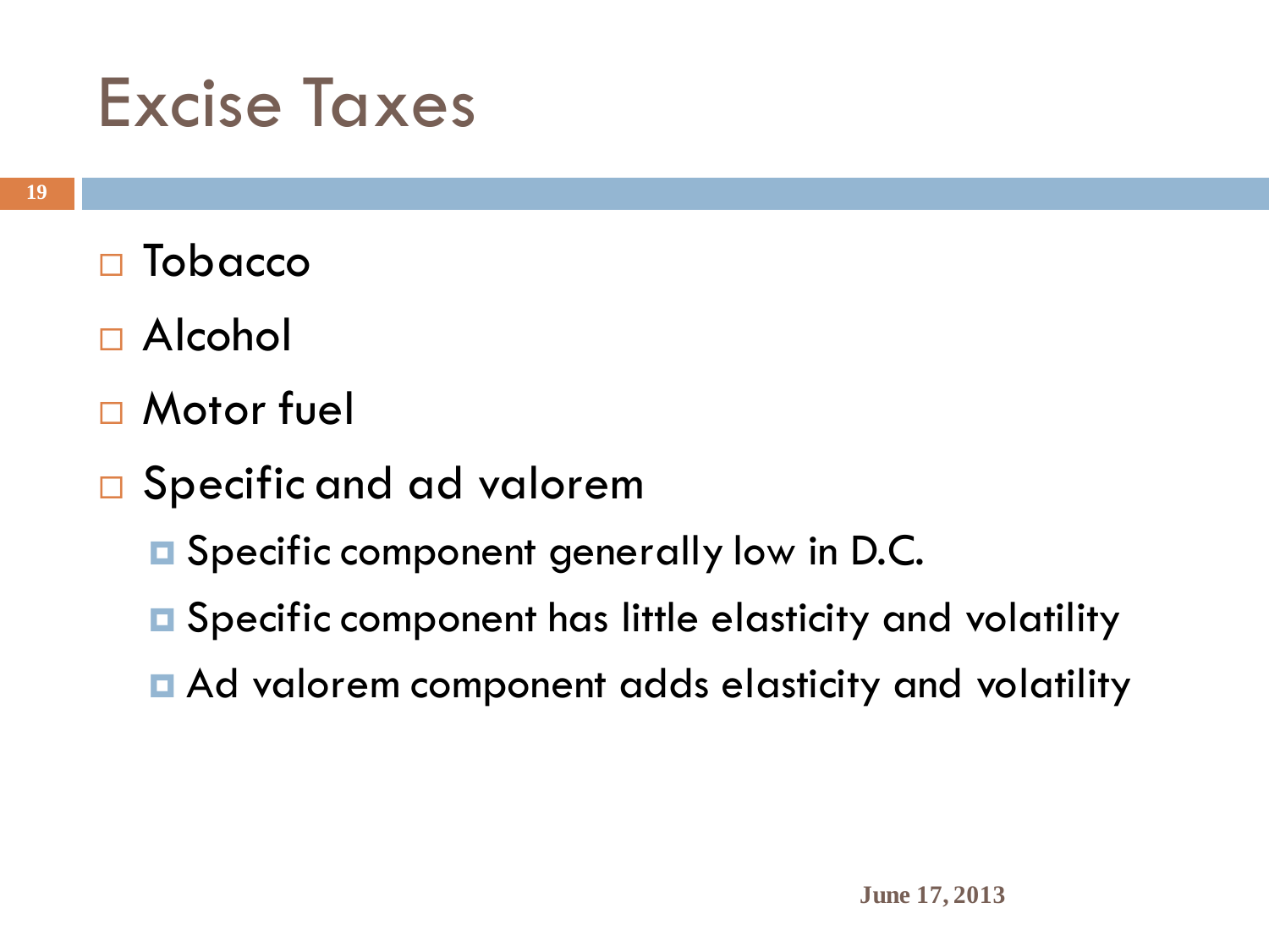# Excise Taxes

- Tobacco
- Alcohol
- Motor fuel
- Specific and ad valorem
  - Specific component generally low in D.C.
  - Specific component has little elasticity and volatility
  - Ad valorem component adds elasticity and volatility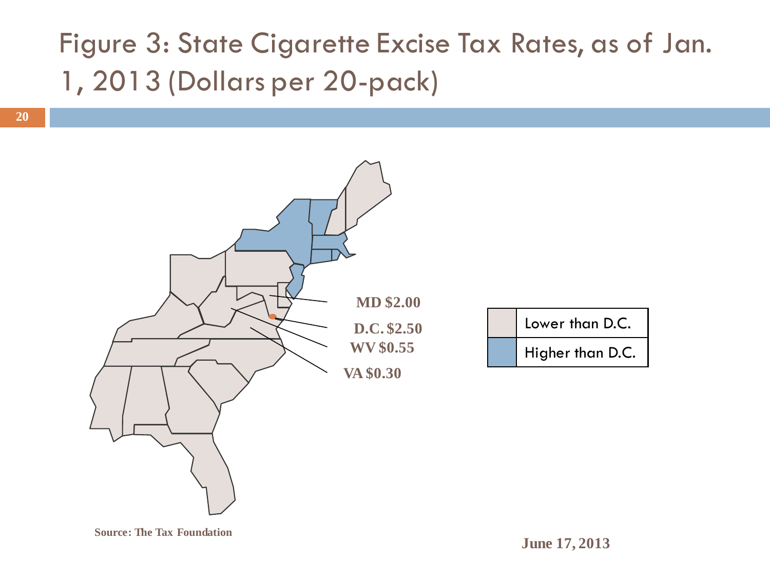# Figure 3: State Cigarette Excise Tax Rates, as of Jan. 1, 2013 (Dollars per 20-pack)

MD $2.00

D.C. $2.50

WV $0.55

VA $0.30

| | |
|---|---|
| | Lower than D.C. |
| | Higher than D.C. |

Source: The Tax Foundation

June 17, 2013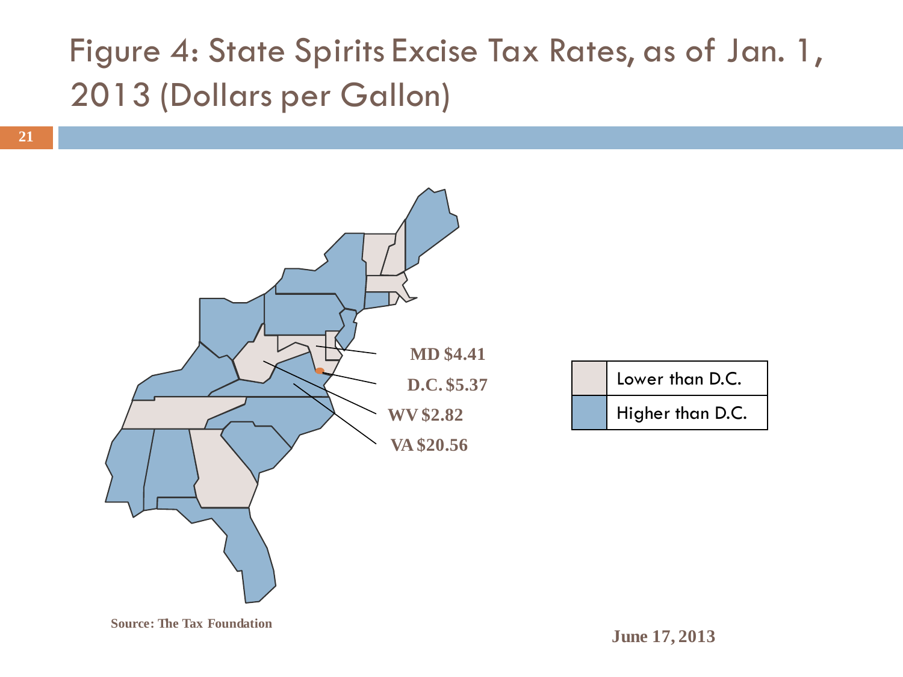# Figure 4: State Spirits Excise Tax Rates, as of Jan. 1, 2013 (Dollars per Gallon)

MD $4.41

D.C. $5.37

WV $2.82

VA $20.56

| | |
|---|---|
| | Lower than D.C. |
| | Higher than D.C. |

**Source: The Tax Foundation**

**June 17, 2013**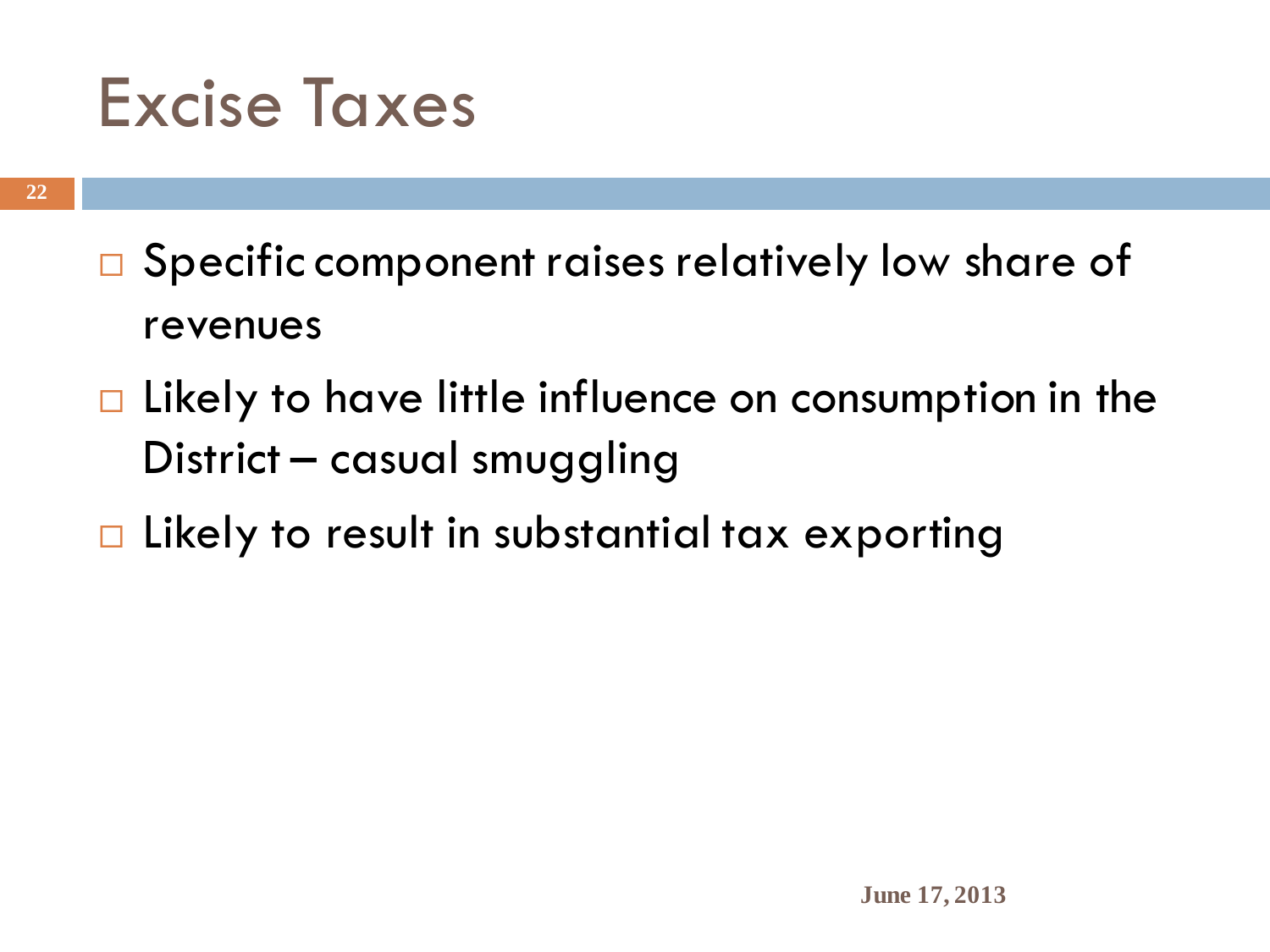# Excise Taxes

- Specific component raises relatively low share of revenues
- Likely to have little influence on consumption in the District – casual smuggling
- Likely to result in substantial tax exporting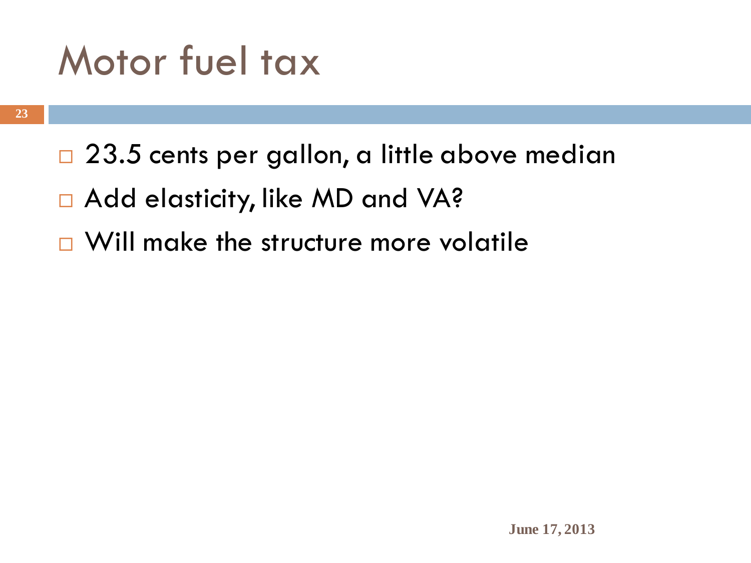# Motor fuel tax

- 23.5 cents per gallon, a little above median
- Add elasticity, like MD and VA?
- Will make the structure more volatile